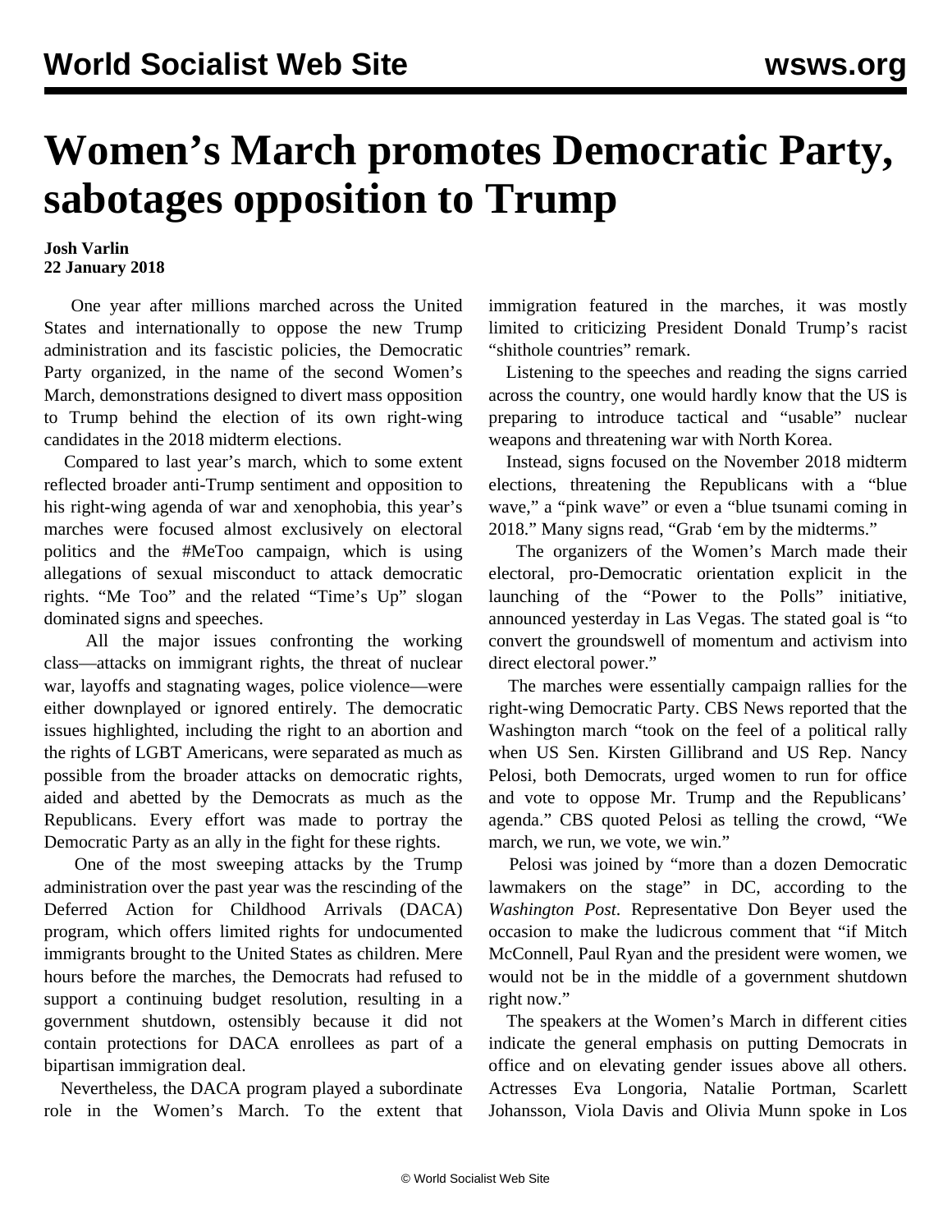# Women's March promotes Democratic Party, sabotages opposition to Trump

**Josh Varlin**
**22 January 2018**

One year after millions marched across the United States and internationally to oppose the new Trump administration and its fascistic policies, the Democratic Party organized, in the name of the second Women's March, demonstrations designed to divert mass opposition to Trump behind the election of its own right-wing candidates in the 2018 midterm elections.

Compared to last year's march, which to some extent reflected broader anti-Trump sentiment and opposition to his right-wing agenda of war and xenophobia, this year's marches were focused almost exclusively on electoral politics and the #MeToo campaign, which is using allegations of sexual misconduct to attack democratic rights. "Me Too" and the related "Time's Up" slogan dominated signs and speeches.

All the major issues confronting the working class—attacks on immigrant rights, the threat of nuclear war, layoffs and stagnating wages, police violence—were either downplayed or ignored entirely. The democratic issues highlighted, including the right to an abortion and the rights of LGBT Americans, were separated as much as possible from the broader attacks on democratic rights, aided and abetted by the Democrats as much as the Republicans. Every effort was made to portray the Democratic Party as an ally in the fight for these rights.

One of the most sweeping attacks by the Trump administration over the past year was the rescinding of the Deferred Action for Childhood Arrivals (DACA) program, which offers limited rights for undocumented immigrants brought to the United States as children. Mere hours before the marches, the Democrats had refused to support a continuing budget resolution, resulting in a government shutdown, ostensibly because it did not contain protections for DACA enrollees as part of a bipartisan immigration deal.

Nevertheless, the DACA program played a subordinate role in the Women's March. To the extent that immigration featured in the marches, it was mostly limited to criticizing President Donald Trump's racist "shithole countries" remark.

Listening to the speeches and reading the signs carried across the country, one would hardly know that the US is preparing to introduce tactical and "usable" nuclear weapons and threatening war with North Korea.

Instead, signs focused on the November 2018 midterm elections, threatening the Republicans with a "blue wave," a "pink wave" or even a "blue tsunami coming in 2018." Many signs read, "Grab 'em by the midterms."

The organizers of the Women's March made their electoral, pro-Democratic orientation explicit in the launching of the "Power to the Polls" initiative, announced yesterday in Las Vegas. The stated goal is "to convert the groundswell of momentum and activism into direct electoral power."

The marches were essentially campaign rallies for the right-wing Democratic Party. CBS News reported that the Washington march "took on the feel of a political rally when US Sen. Kirsten Gillibrand and US Rep. Nancy Pelosi, both Democrats, urged women to run for office and vote to oppose Mr. Trump and the Republicans' agenda." CBS quoted Pelosi as telling the crowd, "We march, we run, we vote, we win."

Pelosi was joined by "more than a dozen Democratic lawmakers on the stage" in DC, according to the *Washington Post*. Representative Don Beyer used the occasion to make the ludicrous comment that "if Mitch McConnell, Paul Ryan and the president were women, we would not be in the middle of a government shutdown right now."

The speakers at the Women's March in different cities indicate the general emphasis on putting Democrats in office and on elevating gender issues above all others. Actresses Eva Longoria, Natalie Portman, Scarlett Johansson, Viola Davis and Olivia Munn spoke in Los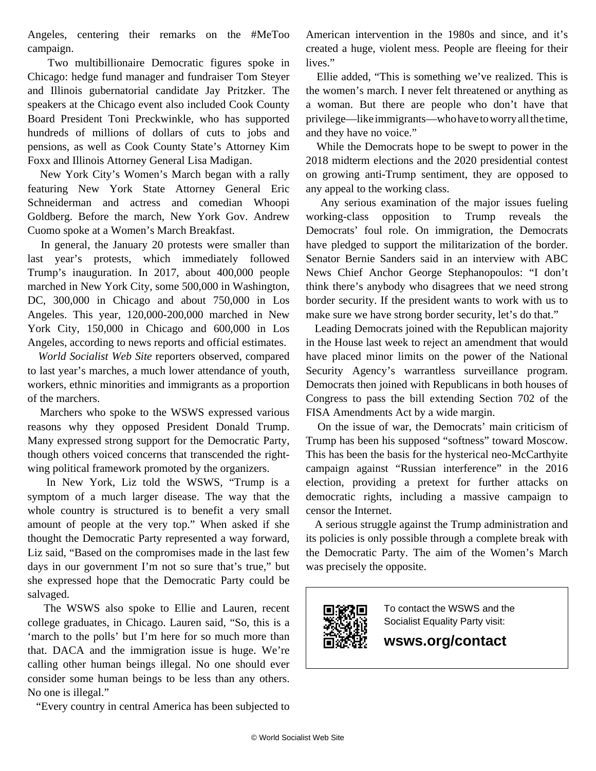Angeles, centering their remarks on the #MeToo campaign.

Two multibillionaire Democratic figures spoke in Chicago: hedge fund manager and fundraiser Tom Steyer and Illinois gubernatorial candidate Jay Pritzker. The speakers at the Chicago event also included Cook County Board President Toni Preckwinkle, who has supported hundreds of millions of dollars of cuts to jobs and pensions, as well as Cook County State's Attorney Kim Foxx and Illinois Attorney General Lisa Madigan.

New York City's Women's March began with a rally featuring New York State Attorney General Eric Schneiderman and actress and comedian Whoopi Goldberg. Before the march, New York Gov. Andrew Cuomo spoke at a Women's March Breakfast.

In general, the January 20 protests were smaller than last year's protests, which immediately followed Trump's inauguration. In 2017, about 400,000 people marched in New York City, some 500,000 in Washington, DC, 300,000 in Chicago and about 750,000 in Los Angeles. This year, 120,000-200,000 marched in New York City, 150,000 in Chicago and 600,000 in Los Angeles, according to news reports and official estimates.

*World Socialist Web Site* reporters observed, compared to last year's marches, a much lower attendance of youth, workers, ethnic minorities and immigrants as a proportion of the marchers.

Marchers who spoke to the WSWS expressed various reasons why they opposed President Donald Trump. Many expressed strong support for the Democratic Party, though others voiced concerns that transcended the right-wing political framework promoted by the organizers.

In New York, Liz told the WSWS, "Trump is a symptom of a much larger disease. The way that the whole country is structured is to benefit a very small amount of people at the very top." When asked if she thought the Democratic Party represented a way forward, Liz said, "Based on the compromises made in the last few days in our government I'm not so sure that's true," but she expressed hope that the Democratic Party could be salvaged.

The WSWS also spoke to Ellie and Lauren, recent college graduates, in Chicago. Lauren said, "So, this is a 'march to the polls' but I'm here for so much more than that. DACA and the immigration issue is huge. We're calling other human beings illegal. No one should ever consider some human beings to be less than any others. No one is illegal."

"Every country in central America has been subjected to American intervention in the 1980s and since, and it's created a huge, violent mess. People are fleeing for their lives."

Ellie added, "This is something we've realized. This is the women's march. I never felt threatened or anything as a woman. But there are people who don't have that privilege—like immigrants—who have to worry all the time, and they have no voice."

While the Democrats hope to be swept to power in the 2018 midterm elections and the 2020 presidential contest on growing anti-Trump sentiment, they are opposed to any appeal to the working class.

Any serious examination of the major issues fueling working-class opposition to Trump reveals the Democrats' foul role. On immigration, the Democrats have pledged to support the militarization of the border. Senator Bernie Sanders said in an interview with ABC News Chief Anchor George Stephanopoulos: "I don't think there's anybody who disagrees that we need strong border security. If the president wants to work with us to make sure we have strong border security, let's do that."

Leading Democrats joined with the Republican majority in the House last week to reject an amendment that would have placed minor limits on the power of the National Security Agency's warrantless surveillance program. Democrats then joined with Republicans in both houses of Congress to pass the bill extending Section 702 of the FISA Amendments Act by a wide margin.

On the issue of war, the Democrats' main criticism of Trump has been his supposed "softness" toward Moscow. This has been the basis for the hysterical neo-McCarthyite campaign against "Russian interference" in the 2016 election, providing a pretext for further attacks on democratic rights, including a massive campaign to censor the Internet.

A serious struggle against the Trump administration and its policies is only possible through a complete break with the Democratic Party. The aim of the Women's March was precisely the opposite.

To contact the WSWS and the Socialist Equality Party visit:

**wsws.org/contact**